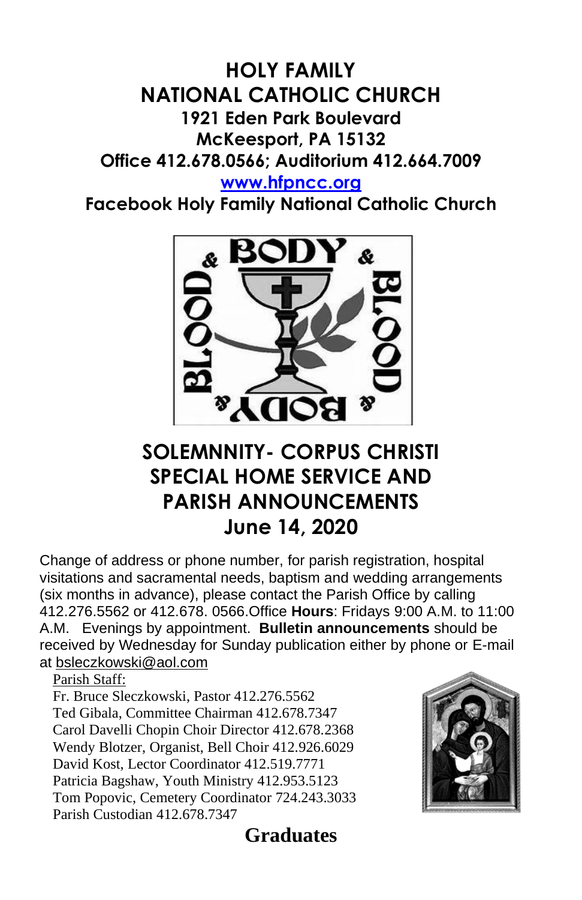# HOLY FAMILY NATIONAL CATHOLIC CHURCH

**1921 Eden Park Boulevard**
**McKeesport, PA 15132**
**Office 412.678.0566; Auditorium 412.664.7009**
**www.hfpncc.org**
**Facebook Holy Family National Catholic Church**

## SOLEMNNITY- CORPUS CHRISTI SPECIAL HOME SERVICE AND PARISH ANNOUNCEMENTS June 14, 2020

Change of address or phone number, for parish registration, hospital visitations and sacramental needs, baptism and wedding arrangements (six months in advance), please contact the Parish Office by calling 412.276.5562 or 412.678. 0566.Office **Hours**: Fridays 9:00 A.M. to 11:00 A.M. Evenings by appointment. **Bulletin announcements** should be received by Wednesday for Sunday publication either by phone or E-mail at bsleczkowski@aol.com

Parish Staff:
Fr. Bruce Sleczkowski, Pastor 412.276.5562
Ted Gibala, Committee Chairman 412.678.7347
Carol Davelli Chopin Choir Director 412.678.2368
Wendy Blotzer, Organist, Bell Choir 412.926.6029
David Kost, Lector Coordinator 412.519.7771
Patricia Bagshaw, Youth Ministry 412.953.5123
Tom Popovic, Cemetery Coordinator 724.243.3033
Parish Custodian 412.678.7347

## Graduates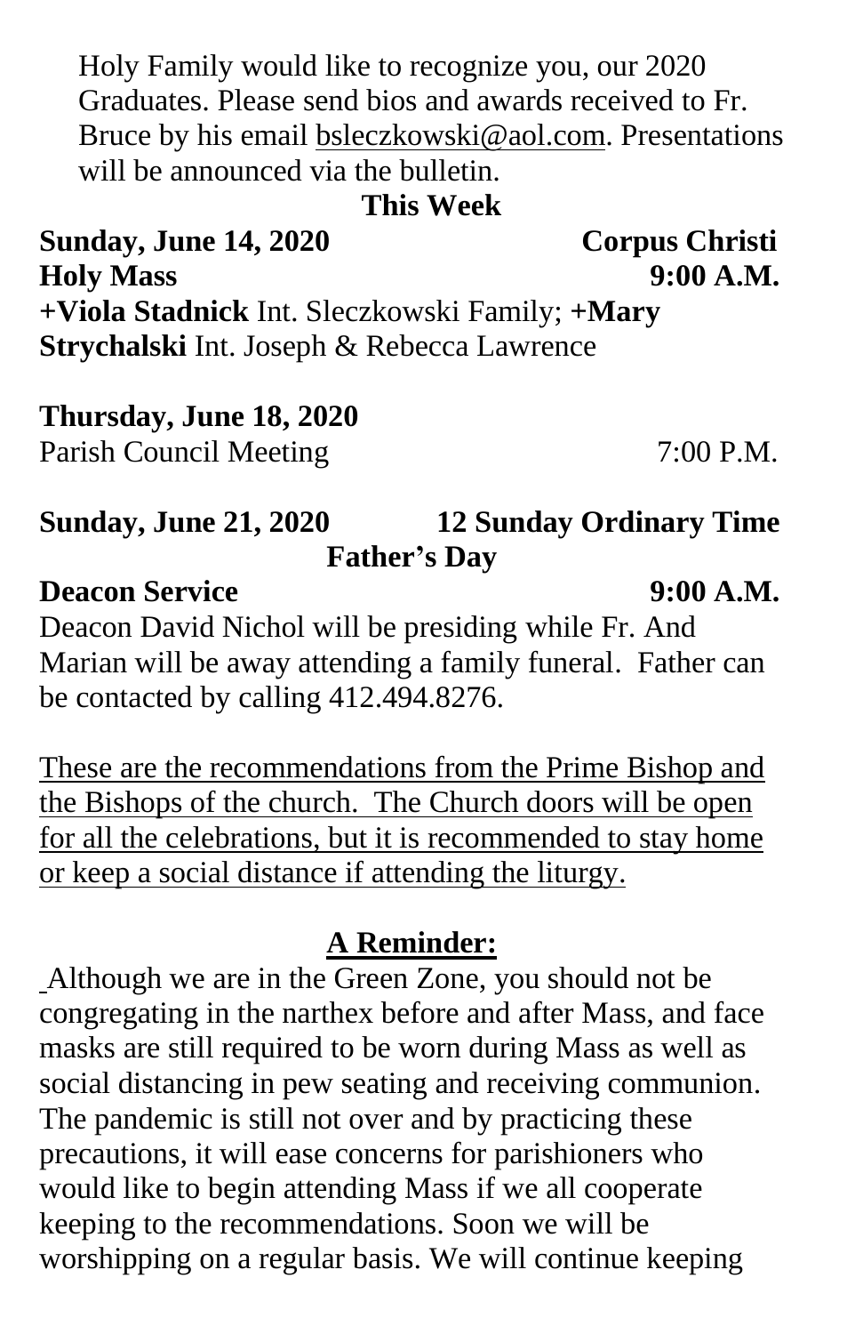Holy Family would like to recognize you, our 2020 Graduates. Please send bios and awards received to Fr. Bruce by his email bsleczkowski@aol.com. Presentations will be announced via the bulletin.

**This Week**

**Sunday, June 14, 2020** **Corpus Christi**
**Holy Mass** **9:00 A.M.**
**+Viola Stadnick** Int. Sleczkowski Family; **+Mary Strychalski** Int. Joseph & Rebecca Lawrence

**Thursday, June 18, 2020**
Parish Council Meeting 7:00 P.M.

**Sunday, June 21, 2020** **12 Sunday Ordinary Time**
**Father's Day**
**Deacon Service** **9:00 A.M.**
Deacon David Nichol will be presiding while Fr. And Marian will be away attending a family funeral. Father can be contacted by calling 412.494.8276.

<u>These are the recommendations from the Prime Bishop and the Bishops of the church. The Church doors will be open for all the celebrations, but it is recommended to stay home or keep a social distance if attending the liturgy.</u>

**<u>A Reminder:</u>**

Although we are in the Green Zone, you should not be congregating in the narthex before and after Mass, and face masks are still required to be worn during Mass as well as social distancing in pew seating and receiving communion. The pandemic is still not over and by practicing these precautions, it will ease concerns for parishioners who would like to begin attending Mass if we all cooperate keeping to the recommendations. Soon we will be worshipping on a regular basis. We will continue keeping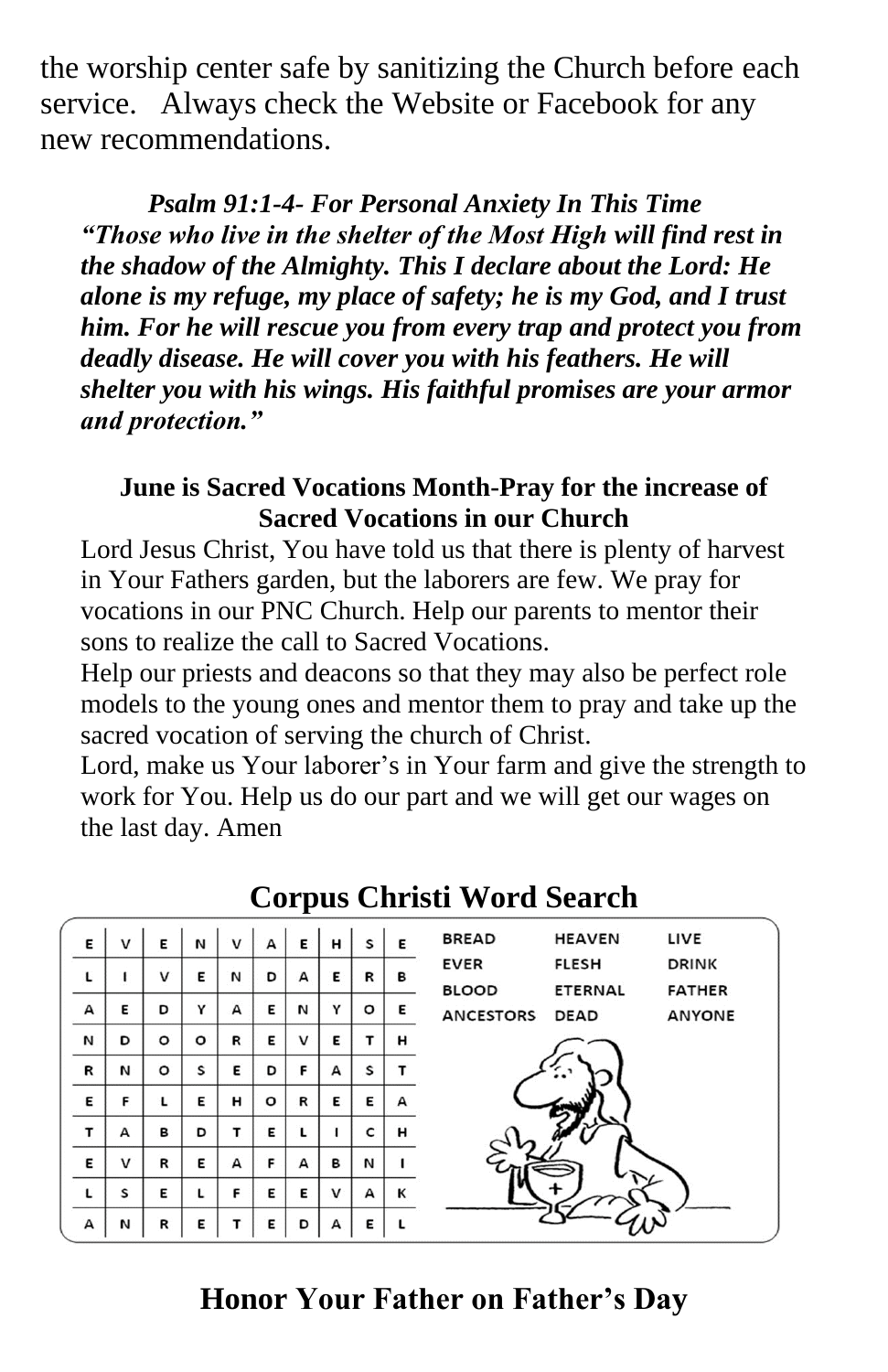the worship center safe by sanitizing the Church before each service. Always check the Website or Facebook for any new recommendations.

***Psalm 91:1-4- For Personal Anxiety In This Time***
***"Those who live in the shelter of the Most High will find rest in the shadow of the Almighty. This I declare about the Lord: He alone is my refuge, my place of safety; he is my God, and I trust him. For he will rescue you from every trap and protect you from deadly disease. He will cover you with his feathers. He will shelter you with his wings. His faithful promises are your armor and protection."***

**June is Sacred Vocations Month-Pray for the increase of Sacred Vocations in our Church**

Lord Jesus Christ, You have told us that there is plenty of harvest in Your Fathers garden, but the laborers are few. We pray for vocations in our PNC Church. Help our parents to mentor their sons to realize the call to Sacred Vocations.
Help our priests and deacons so that they may also be perfect role models to the young ones and mentor them to pray and take up the sacred vocation of serving the church of Christ.
Lord, make us Your laborer's in Your farm and give the strength to work for You. Help us do our part and we will get our wages on the last day. Amen

## Corpus Christi Word Search

| | | | | | | | | | |
|---|---|---|---|---|---|---|---|---|---|
| E | V | E | N | V | A | E | H | S | E |
| L | I | V | E | N | D | A | E | R | B |
| A | E | D | Y | A | E | N | Y | O | E |
| N | D | O | O | R | E | V | E | T | H |
| R | N | O | S | E | D | F | A | S | T |
| E | F | L | E | H | O | R | E | E | A |
| T | A | B | D | T | E | L | I | C | H |
| E | V | R | E | A | F | A | B | N | I |
| L | S | E | L | F | E | E | V | A | K |
| A | N | R | E | T | E | D | A | E | L |

| | | |
|---|---|---|
| BREAD | HEAVEN | LIVE |
| EVER | FLESH | DRINK |
| BLOOD | ETERNAL | FATHER |
| ANCESTORS | DEAD | ANYONE |

## Honor Your Father on Father's Day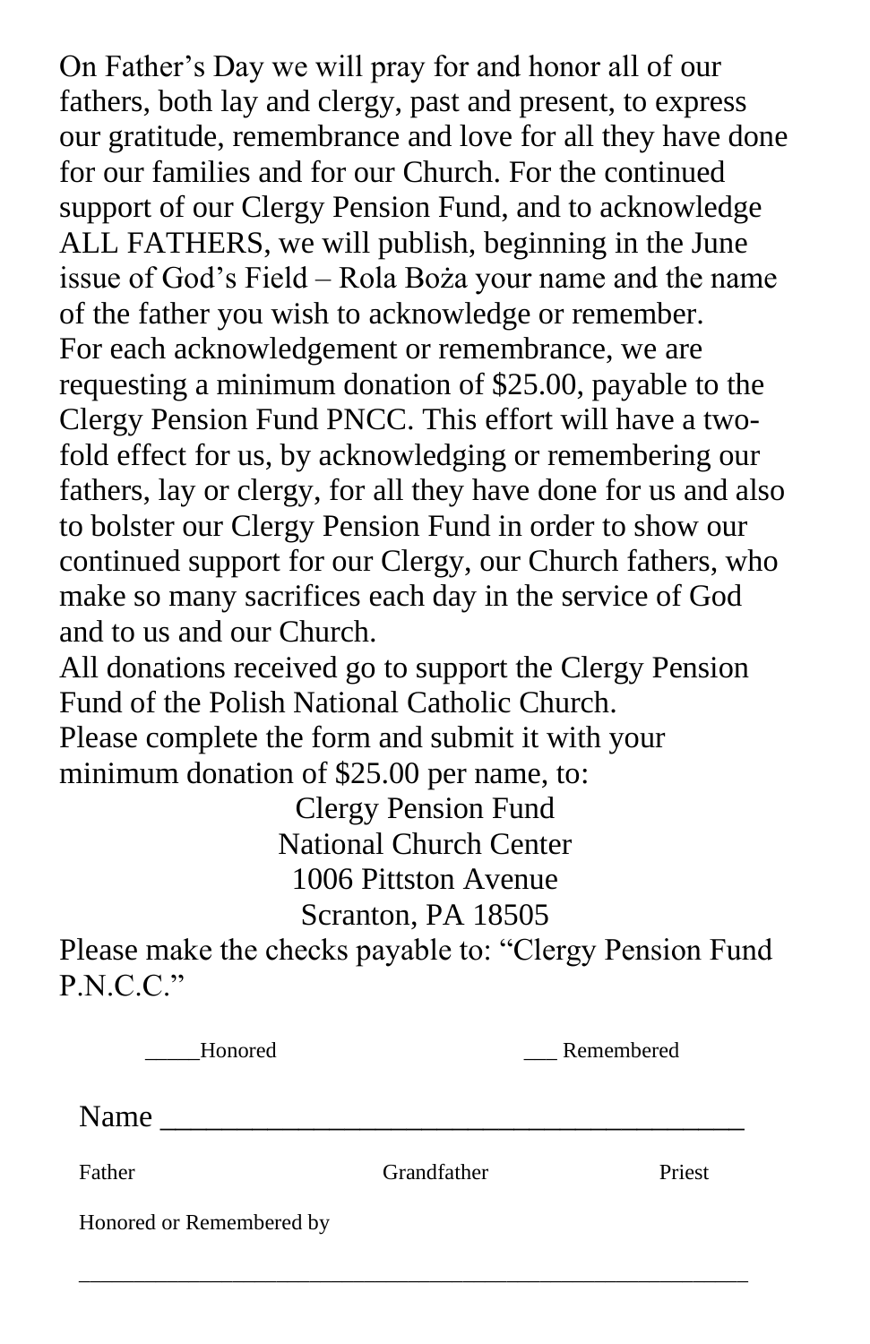On Father's Day we will pray for and honor all of our fathers, both lay and clergy, past and present, to express our gratitude, remembrance and love for all they have done for our families and for our Church. For the continued support of our Clergy Pension Fund, and to acknowledge ALL FATHERS, we will publish, beginning in the June issue of God's Field – Rola Boża your name and the name of the father you wish to acknowledge or remember.

For each acknowledgement or remembrance, we are requesting a minimum donation of $25.00, payable to the Clergy Pension Fund PNCC. This effort will have a two-fold effect for us, by acknowledging or remembering our fathers, lay or clergy, for all they have done for us and also to bolster our Clergy Pension Fund in order to show our continued support for our Clergy, our Church fathers, who make so many sacrifices each day in the service of God and to us and our Church.

All donations received go to support the Clergy Pension Fund of the Polish National Catholic Church.

Please complete the form and submit it with your minimum donation of $25.00 per name, to:

Clergy Pension Fund
National Church Center
1006 Pittston Avenue
Scranton, PA 18505

Please make the checks payable to: "Clergy Pension Fund P.N.C.C."

_____Honored ___ Remembered

Name ______________________________________

Father Grandfather Priest

Honored or Remembered by

______________________________________________________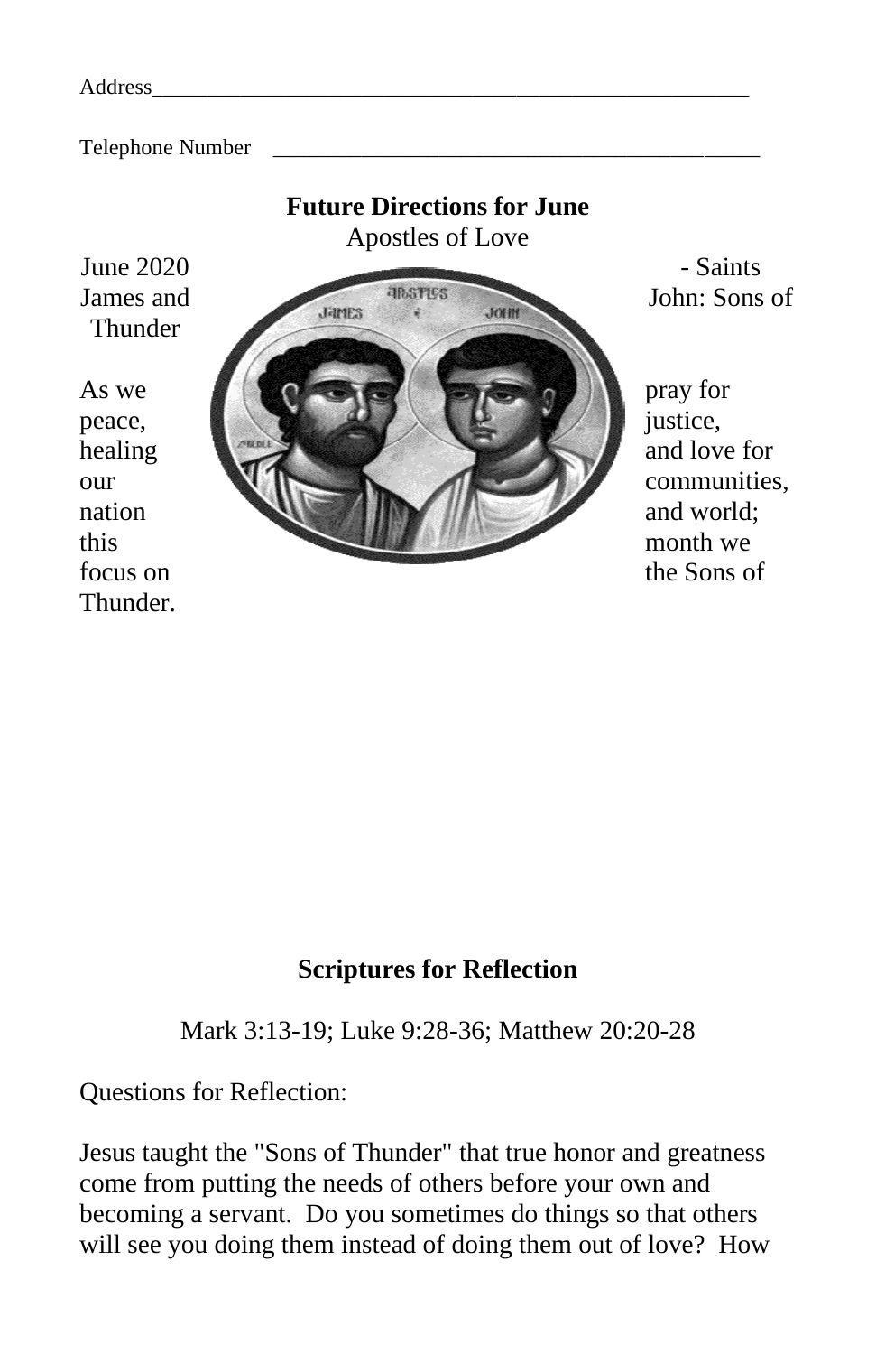Address_______________________________________________________

Telephone Number ____________________________________________

**Future Directions for June**

Apostles of Love

June 2020 - Saints James and John: Sons of Thunder

As we pray for peace, justice, healing and love for our communities, nation and world; this month we focus on the Sons of Thunder.

**Scriptures for Reflection**

Mark 3:13-19; Luke 9:28-36; Matthew 20:20-28

Questions for Reflection:

Jesus taught the "Sons of Thunder" that true honor and greatness come from putting the needs of others before your own and becoming a servant. Do you sometimes do things so that others will see you doing them instead of doing them out of love? How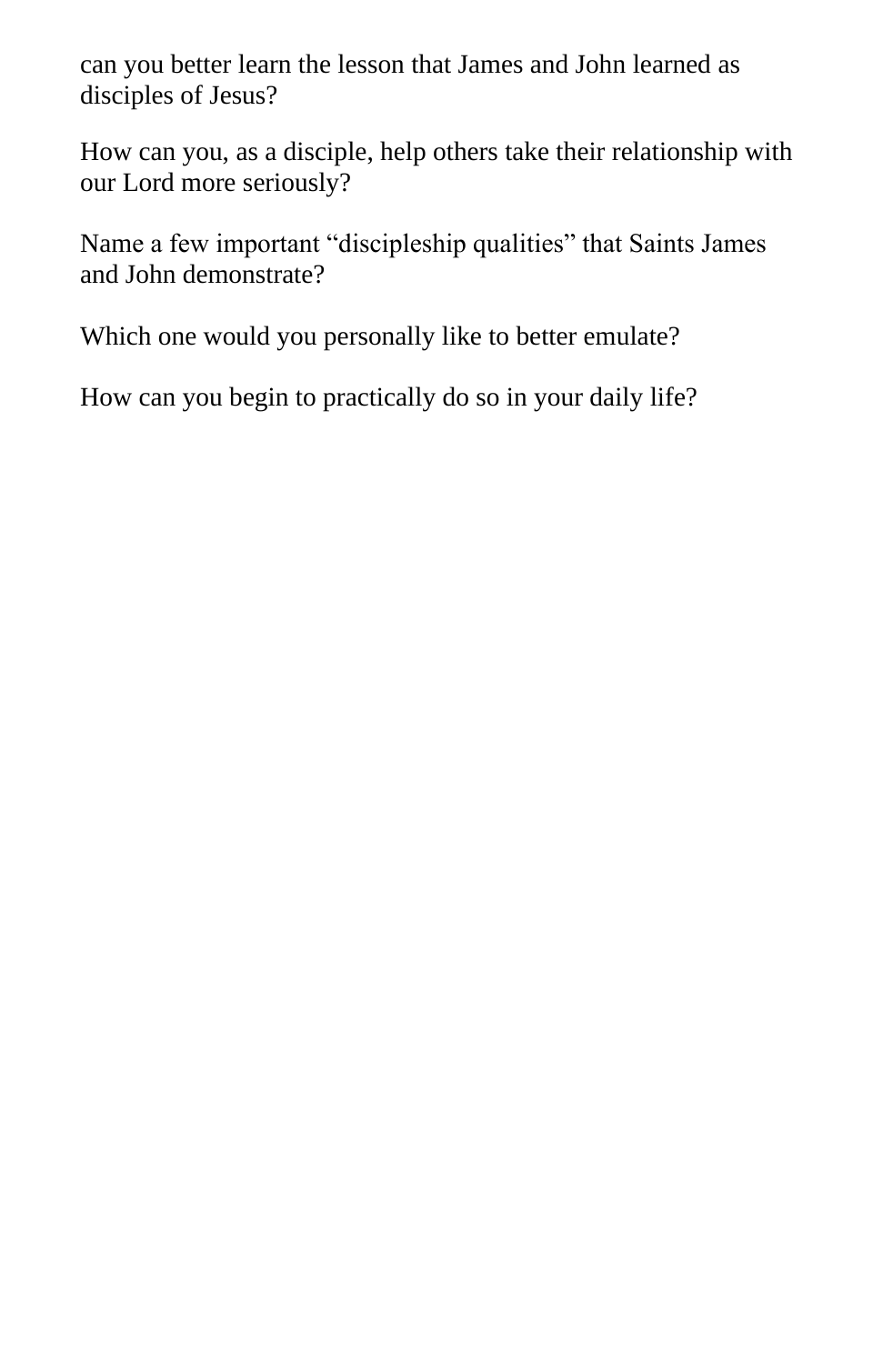can you better learn the lesson that James and John learned as disciples of Jesus?

How can you, as a disciple, help others take their relationship with our Lord more seriously?

Name a few important "discipleship qualities" that Saints James and John demonstrate?

Which one would you personally like to better emulate?

How can you begin to practically do so in your daily life?